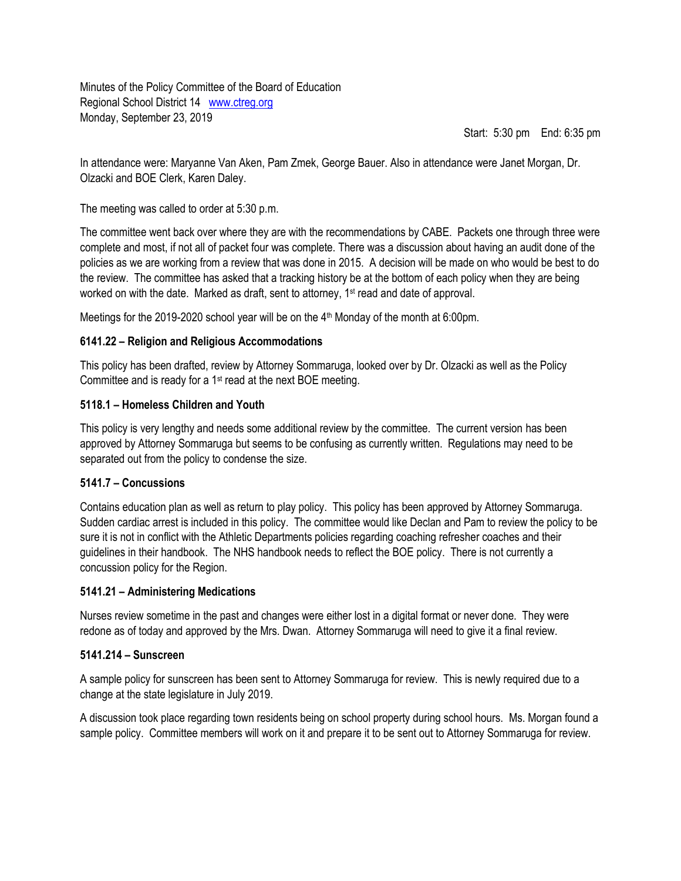Minutes of the Policy Committee of the Board of Education
Regional School District 14 [www.ctreg.org](http://www.ctreg.org)
Monday, September 23, 2019

Start: 5:30 pm End: 6:35 pm

In attendance were: Maryanne Van Aken, Pam Zmek, George Bauer. Also in attendance were Janet Morgan, Dr. Olzacki and BOE Clerk, Karen Daley.

The meeting was called to order at 5:30 p.m.

The committee went back over where they are with the recommendations by CABE. Packets one through three were complete and most, if not all of packet four was complete. There was a discussion about having an audit done of the policies as we are working from a review that was done in 2015. A decision will be made on who would be best to do the review. The committee has asked that a tracking history be at the bottom of each policy when they are being worked on with the date. Marked as draft, sent to attorney, 1st read and date of approval.

Meetings for the 2019-2020 school year will be on the 4th Monday of the month at 6:00pm.

**6141.22 – Religion and Religious Accommodations**

This policy has been drafted, review by Attorney Sommaruga, looked over by Dr. Olzacki as well as the Policy Committee and is ready for a 1st read at the next BOE meeting.

**5118.1 – Homeless Children and Youth**

This policy is very lengthy and needs some additional review by the committee. The current version has been approved by Attorney Sommaruga but seems to be confusing as currently written. Regulations may need to be separated out from the policy to condense the size.

**5141.7 – Concussions**

Contains education plan as well as return to play policy. This policy has been approved by Attorney Sommaruga. Sudden cardiac arrest is included in this policy. The committee would like Declan and Pam to review the policy to be sure it is not in conflict with the Athletic Departments policies regarding coaching refresher coaches and their guidelines in their handbook. The NHS handbook needs to reflect the BOE policy. There is not currently a concussion policy for the Region.

**5141.21 – Administering Medications**

Nurses review sometime in the past and changes were either lost in a digital format or never done. They were redone as of today and approved by the Mrs. Dwan. Attorney Sommaruga will need to give it a final review.

**5141.214 – Sunscreen**

A sample policy for sunscreen has been sent to Attorney Sommaruga for review. This is newly required due to a change at the state legislature in July 2019.

A discussion took place regarding town residents being on school property during school hours. Ms. Morgan found a sample policy. Committee members will work on it and prepare it to be sent out to Attorney Sommaruga for review.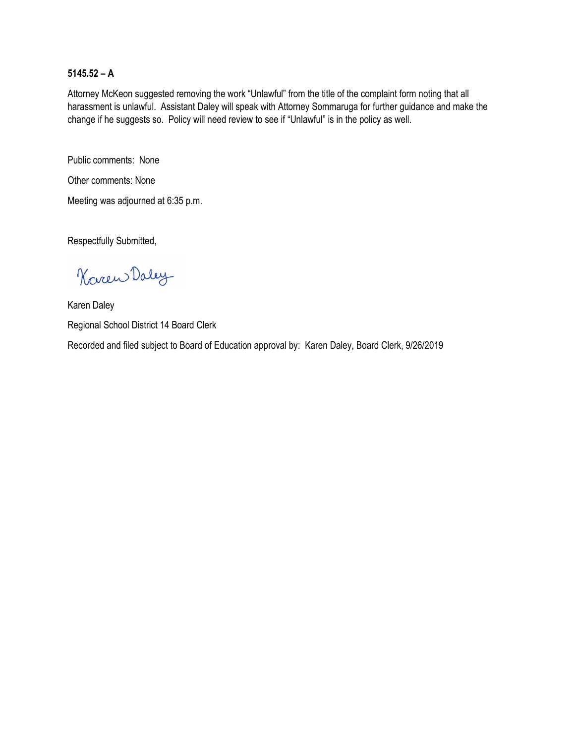**5145.52 – A**

Attorney McKeon suggested removing the work "Unlawful" from the title of the complaint form noting that all harassment is unlawful. Assistant Daley will speak with Attorney Sommaruga for further guidance and make the change if he suggests so. Policy will need review to see if "Unlawful" is in the policy as well.

Public comments: None

Other comments: None

Meeting was adjourned at 6:35 p.m.

Respectfully Submitted,

Karen Daley

Karen Daley

Regional School District 14 Board Clerk

Recorded and filed subject to Board of Education approval by: Karen Daley, Board Clerk, 9/26/2019